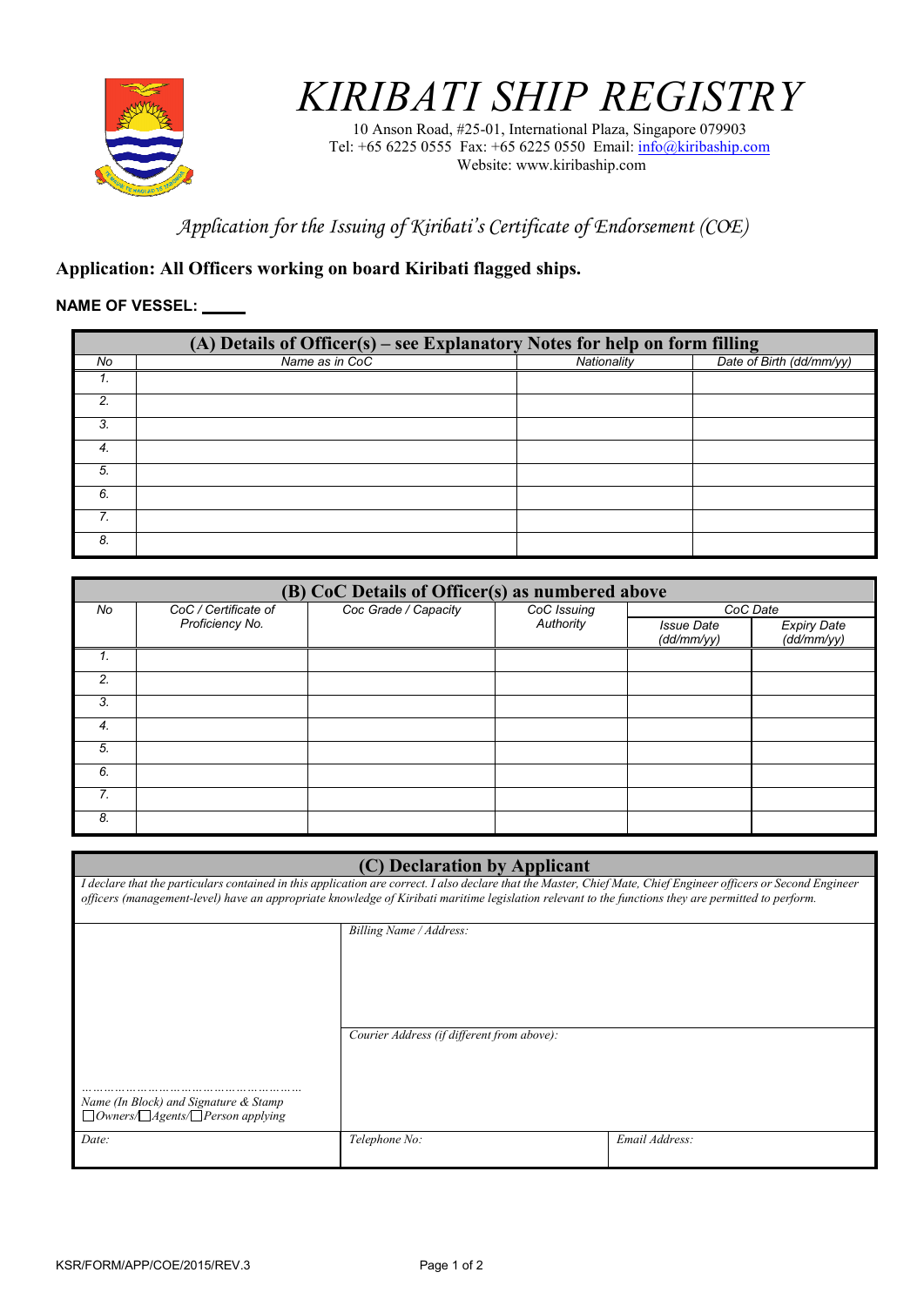# KIRIBATI SHIP REGISTRY

10 Anson Road, #25-01, International Plaza, Singapore 079903
Tel: +65 6225 0555 Fax: +65 6225 0550 Email: info@kiribaship.com
Website: www.kiribaship.com

*Application for the Issuing of Kiribati's Certificate of Endorsement (COE)*

**Application: All Officers working on board Kiribati flagged ships.**

**NAME OF VESSEL:** _____

**(A) Details of Officer(s) – see Explanatory Notes for help on form filling**

| No | Name as in CoC | Nationality | Date of Birth (dd/mm/yy) |
|---|---|---|---|
| 1. | | | |
| 2. | | | |
| 3. | | | |
| 4. | | | |
| 5. | | | |
| 6. | | | |
| 7. | | | |
| 8. | | | |

**(B) CoC Details of Officer(s) as numbered above**

| No | CoC / Certificate of Proficiency No. | Coc Grade / Capacity | CoC Issuing Authority | CoC Date | |
|---|---|---|---|---|---|
| | | | | Issue Date (dd/mm/yy) | Expiry Date (dd/mm/yy) |
| 1. | | | | | |
| 2. | | | | | |
| 3. | | | | | |
| 4. | | | | | |
| 5. | | | | | |
| 6. | | | | | |
| 7. | | | | | |
| 8. | | | | | |

**(C) Declaration by Applicant**

*I declare that the particulars contained in this application are correct. I also declare that the Master, Chief Mate, Chief Engineer officers or Second Engineer officers (management-level) have an appropriate knowledge of Kiribati maritime legislation relevant to the functions they are permitted to perform.*

*Billing Name / Address:*

*Courier Address (if different from above):*

………………………………………………
*Name (In Block) and Signature & Stamp*
☐ *Owners/* ☐ *Agents/* ☐ *Person applying*

| *Date:* | *Telephone No:* | *Email Address:* |
|---|---|---|

KSR/FORM/APP/COE/2015/REV.3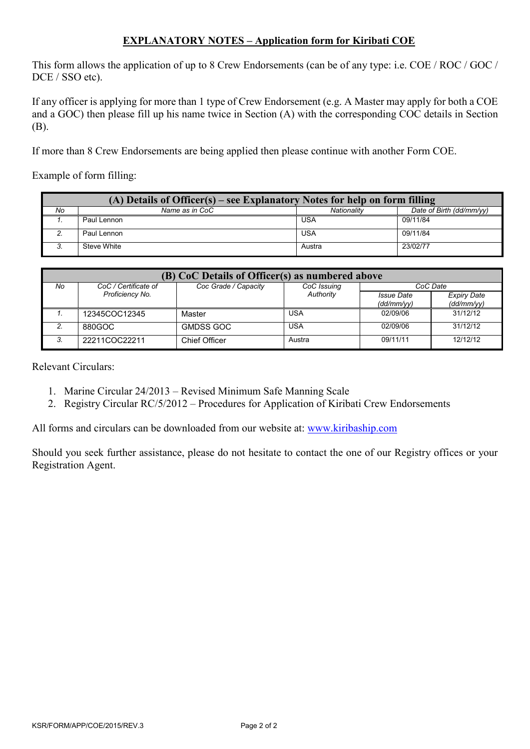# EXPLANATORY NOTES – Application form for Kiribati COE

This form allows the application of up to 8 Crew Endorsements (can be of any type: i.e. COE / ROC / GOC / DCE / SSO etc).

If any officer is applying for more than 1 type of Crew Endorsement (e.g. A Master may apply for both a COE and a GOC) then please fill up his name twice in Section (A) with the corresponding COC details in Section (B).

If more than 8 Crew Endorsements are being applied then please continue with another Form COE.

Example of form filling:

| (A) Details of Officer(s) – see Explanatory Notes for help on form filling | | | |
|---|---|---|---|
| *No* | *Name as in CoC* | *Nationality* | *Date of Birth (dd/mm/yy)* |
| *1.* | Paul Lennon | USA | 09/11/84 |
| *2.* | Paul Lennon | USA | 09/11/84 |
| *3.* | Steve White | Austra | 23/02/77 |

| (B) CoC Details of Officer(s) as numbered above | | | | | |
|---|---|---|---|---|---|
| *No* | *CoC / Certificate of Proficiency No.* | *Coc Grade / Capacity* | *CoC Issuing Authority* | *CoC Date* | |
| | | | | *Issue Date (dd/mm/yy)* | *Expiry Date (dd/mm/yy)* |
| *1.* | 12345COC12345 | Master | USA | 02/09/06 | 31/12/12 |
| *2.* | 880GOC | GMDSS GOC | USA | 02/09/06 | 31/12/12 |
| *3.* | 22211COC22211 | Chief Officer | Austra | 09/11/11 | 12/12/12 |

Relevant Circulars:

1. Marine Circular 24/2013 – Revised Minimum Safe Manning Scale
2. Registry Circular RC/5/2012 – Procedures for Application of Kiribati Crew Endorsements

All forms and circulars can be downloaded from our website at: www.kiribaship.com

Should you seek further assistance, please do not hesitate to contact the one of our Registry offices or your Registration Agent.

KSR/FORM/APP/COE/2015/REV.3